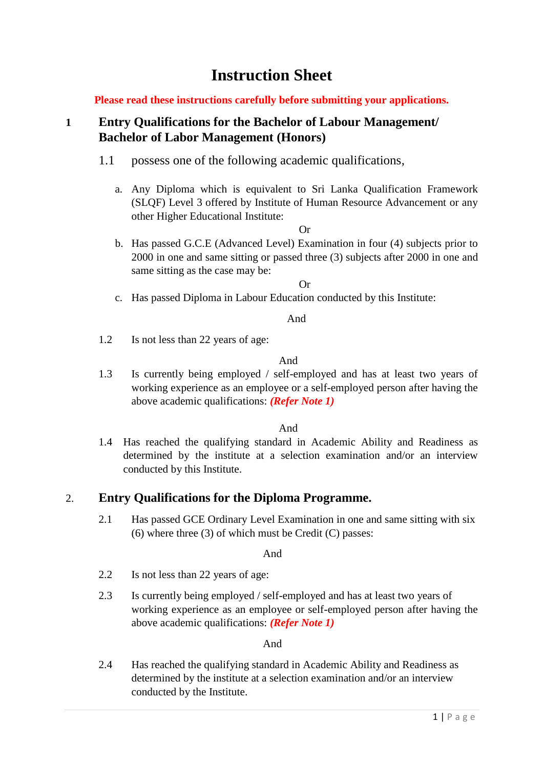# Instruction Sheet

**Please read these instructions carefully before submitting your applications.**

## 1 Entry Qualifications for the Bachelor of Labour Management/ Bachelor of Labor Management (Honors)

1.1 possess one of the following academic qualifications,

a. Any Diploma which is equivalent to Sri Lanka Qualification Framework (SLQF) Level 3 offered by Institute of Human Resource Advancement or any other Higher Educational Institute:

Or

b. Has passed G.C.E (Advanced Level) Examination in four (4) subjects prior to 2000 in one and same sitting or passed three (3) subjects after 2000 in one and same sitting as the case may be:

Or

c. Has passed Diploma in Labour Education conducted by this Institute:

And

1.2 Is not less than 22 years of age:

And

1.3 Is currently being employed / self-employed and has at least two years of working experience as an employee or a self-employed person after having the above academic qualifications: ***(Refer Note 1)***

And

1.4 Has reached the qualifying standard in Academic Ability and Readiness as determined by the institute at a selection examination and/or an interview conducted by this Institute.

## 2. Entry Qualifications for the Diploma Programme.

2.1 Has passed GCE Ordinary Level Examination in one and same sitting with six (6) where three (3) of which must be Credit (C) passes:

And

2.2 Is not less than 22 years of age:

2.3 Is currently being employed / self-employed and has at least two years of working experience as an employee or self-employed person after having the above academic qualifications: ***(Refer Note 1)***

And

2.4 Has reached the qualifying standard in Academic Ability and Readiness as determined by the institute at a selection examination and/or an interview conducted by the Institute.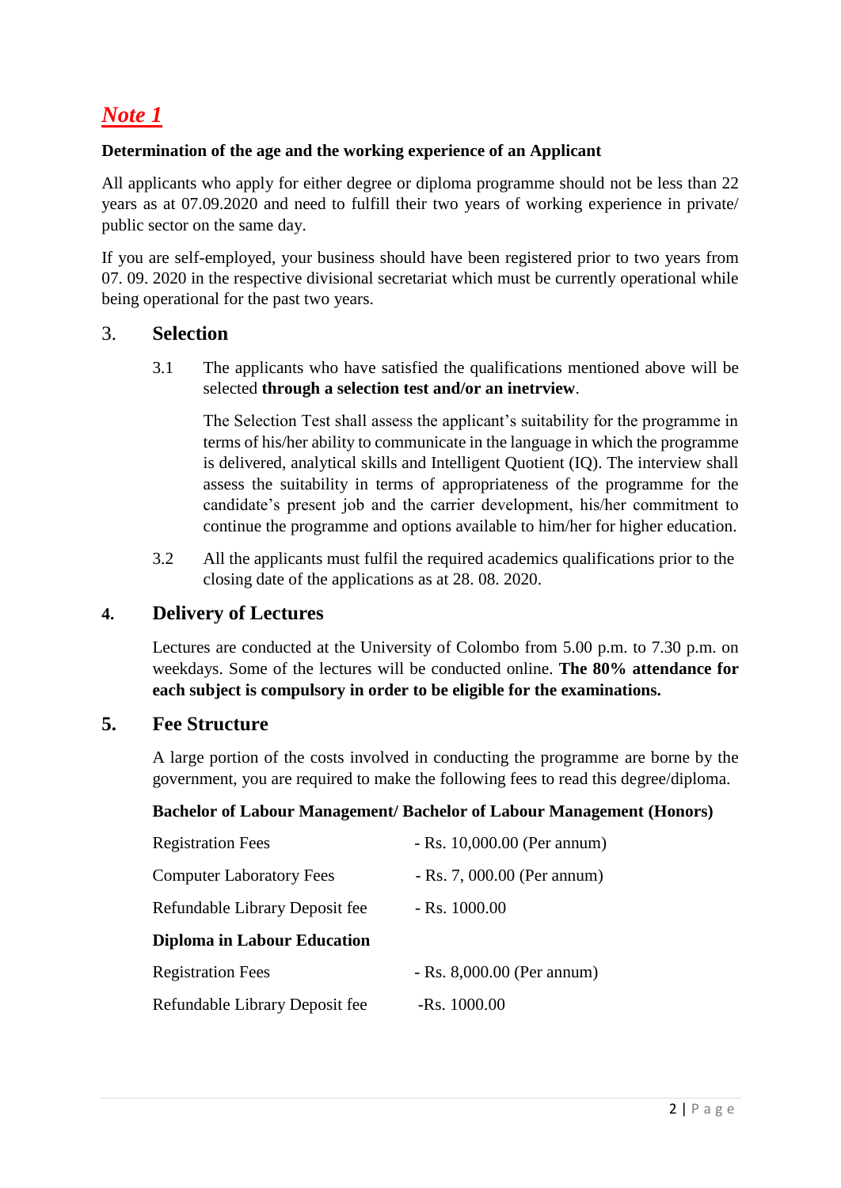## ***Note 1***

**Determination of the age and the working experience of an Applicant**

All applicants who apply for either degree or diploma programme should not be less than 22 years as at 07.09.2020 and need to fulfill their two years of working experience in private/ public sector on the same day.

If you are self-employed, your business should have been registered prior to two years from 07. 09. 2020 in the respective divisional secretariat which must be currently operational while being operational for the past two years.

## 3. Selection

3.1 The applicants who have satisfied the qualifications mentioned above will be selected **through a selection test and/or an inetrview**.

The Selection Test shall assess the applicant's suitability for the programme in terms of his/her ability to communicate in the language in which the programme is delivered, analytical skills and Intelligent Quotient (IQ). The interview shall assess the suitability in terms of appropriateness of the programme for the candidate's present job and the carrier development, his/her commitment to continue the programme and options available to him/her for higher education.

3.2 All the applicants must fulfil the required academics qualifications prior to the closing date of the applications as at 28. 08. 2020.

## 4. Delivery of Lectures

Lectures are conducted at the University of Colombo from 5.00 p.m. to 7.30 p.m. on weekdays. Some of the lectures will be conducted online. **The 80% attendance for each subject is compulsory in order to be eligible for the examinations.**

## 5. Fee Structure

A large portion of the costs involved in conducting the programme are borne by the government, you are required to make the following fees to read this degree/diploma.

**Bachelor of Labour Management/ Bachelor of Labour Management (Honors)**

| | |
|---|---|
| Registration Fees | - Rs. 10,000.00 (Per annum) |
| Computer Laboratory Fees | - Rs. 7, 000.00 (Per annum) |
| Refundable Library Deposit fee | - Rs. 1000.00 |

**Diploma in Labour Education**

| | |
|---|---|
| Registration Fees | - Rs. 8,000.00 (Per annum) |
| Refundable Library Deposit fee | -Rs. 1000.00 |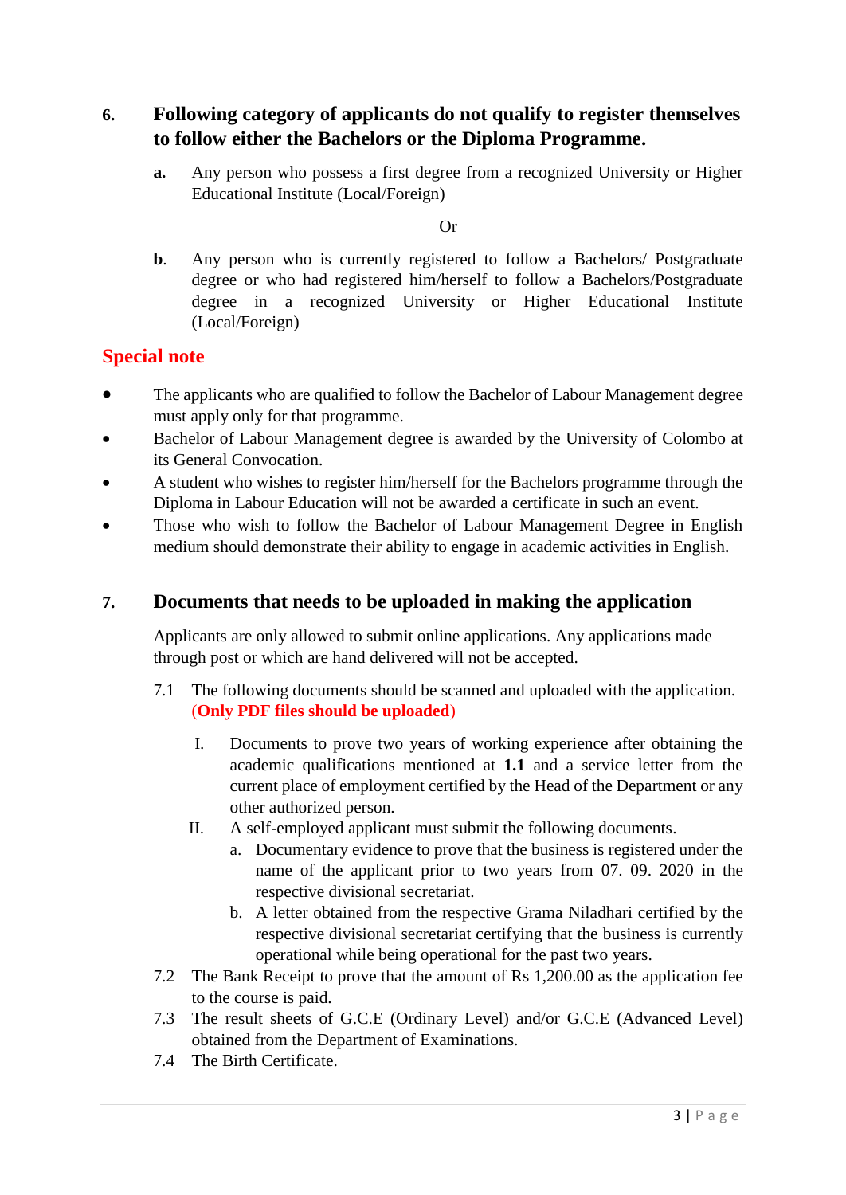## 6. Following category of applicants do not qualify to register themselves to follow either the Bachelors or the Diploma Programme.

**a.** Any person who possess a first degree from a recognized University or Higher Educational Institute (Local/Foreign)

Or

**b**. Any person who is currently registered to follow a Bachelors/ Postgraduate degree or who had registered him/herself to follow a Bachelors/Postgraduate degree in a recognized University or Higher Educational Institute (Local/Foreign)

### Special note

- The applicants who are qualified to follow the Bachelor of Labour Management degree must apply only for that programme.
- Bachelor of Labour Management degree is awarded by the University of Colombo at its General Convocation.
- A student who wishes to register him/herself for the Bachelors programme through the Diploma in Labour Education will not be awarded a certificate in such an event.
- Those who wish to follow the Bachelor of Labour Management Degree in English medium should demonstrate their ability to engage in academic activities in English.

## 7. Documents that needs to be uploaded in making the application

Applicants are only allowed to submit online applications. Any applications made through post or which are hand delivered will not be accepted.

7.1 The following documents should be scanned and uploaded with the application. (**Only PDF files should be uploaded**)

I. Documents to prove two years of working experience after obtaining the academic qualifications mentioned at **1.1** and a service letter from the current place of employment certified by the Head of the Department or any other authorized person.

II. A self-employed applicant must submit the following documents.

a. Documentary evidence to prove that the business is registered under the name of the applicant prior to two years from 07. 09. 2020 in the respective divisional secretariat.

b. A letter obtained from the respective Grama Niladhari certified by the respective divisional secretariat certifying that the business is currently operational while being operational for the past two years.

7.2 The Bank Receipt to prove that the amount of Rs 1,200.00 as the application fee to the course is paid.

7.3 The result sheets of G.C.E (Ordinary Level) and/or G.C.E (Advanced Level) obtained from the Department of Examinations.

7.4 The Birth Certificate.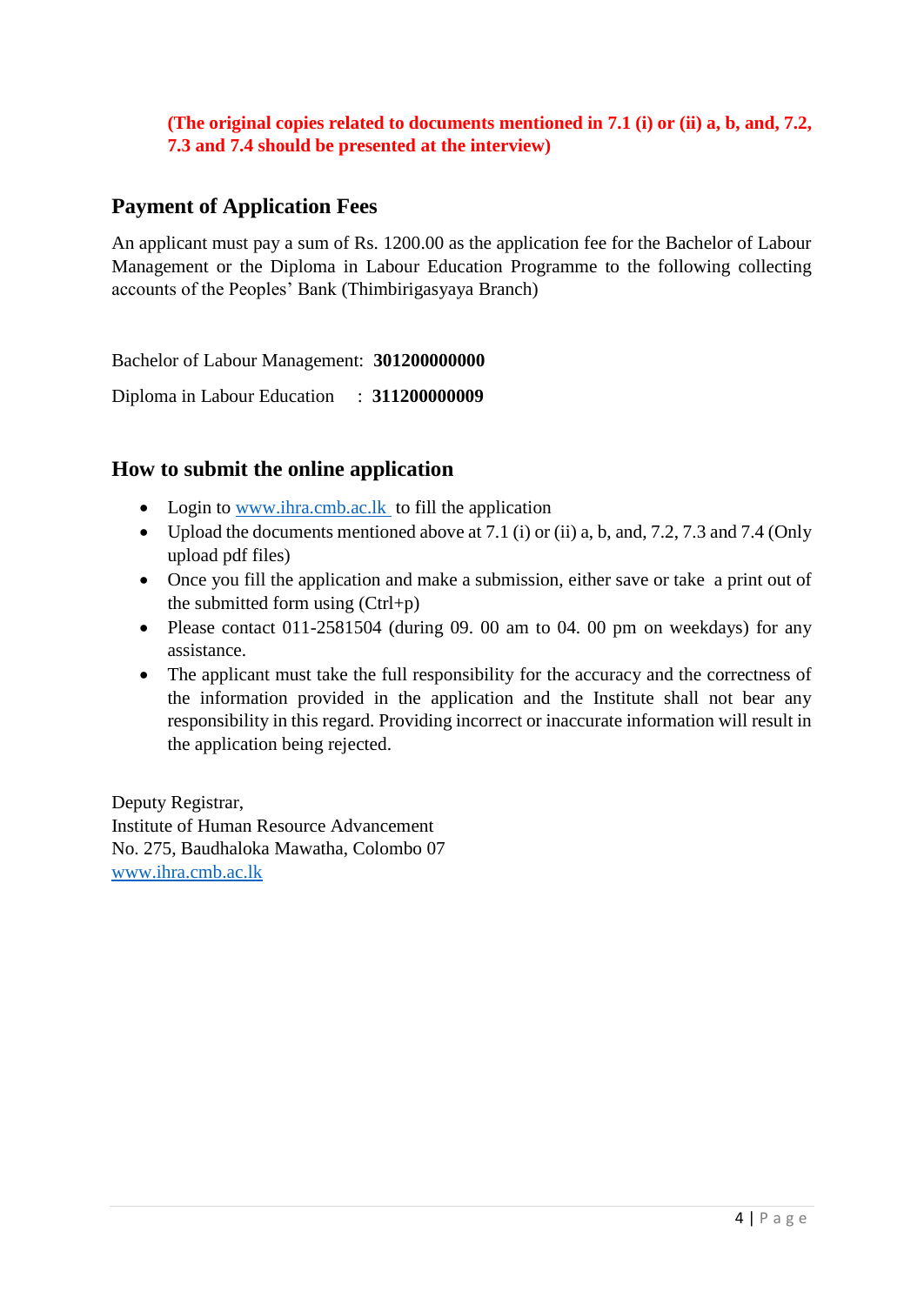**(The original copies related to documents mentioned in 7.1 (i) or (ii) a, b, and, 7.2, 7.3 and 7.4 should be presented at the interview)**

## Payment of Application Fees

An applicant must pay a sum of Rs. 1200.00 as the application fee for the Bachelor of Labour Management or the Diploma in Labour Education Programme to the following collecting accounts of the Peoples' Bank (Thimbirigasyaya Branch)

Bachelor of Labour Management: **301200000000**

Diploma in Labour Education : **311200000009**

## How to submit the online application

- Login to www.ihra.cmb.ac.lk to fill the application
- Upload the documents mentioned above at 7.1 (i) or (ii) a, b, and, 7.2, 7.3 and 7.4 (Only upload pdf files)
- Once you fill the application and make a submission, either save or take a print out of the submitted form using (Ctrl+p)
- Please contact 011-2581504 (during 09. 00 am to 04. 00 pm on weekdays) for any assistance.
- The applicant must take the full responsibility for the accuracy and the correctness of the information provided in the application and the Institute shall not bear any responsibility in this regard. Providing incorrect or inaccurate information will result in the application being rejected.

Deputy Registrar,
Institute of Human Resource Advancement
No. 275, Baudhaloka Mawatha, Colombo 07
www.ihra.cmb.ac.lk